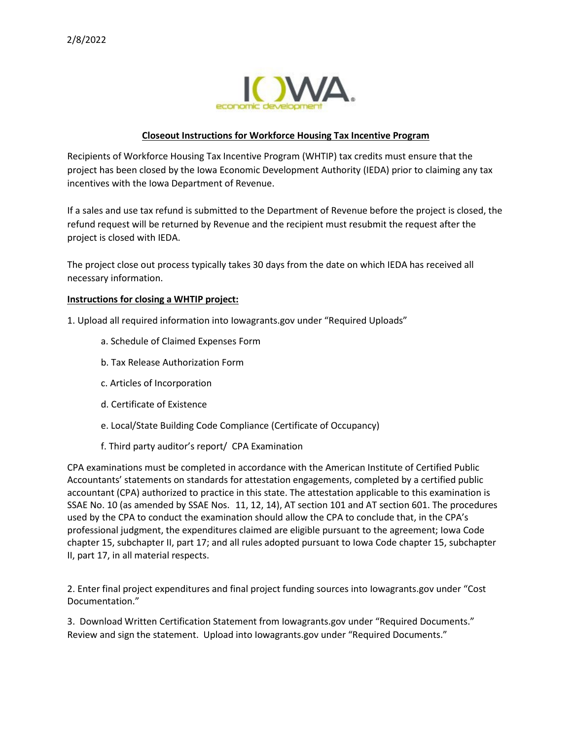2/8/2022

**Closeout Instructions for Workforce Housing Tax Incentive Program**

Recipients of Workforce Housing Tax Incentive Program (WHTIP) tax credits must ensure that the project has been closed by the Iowa Economic Development Authority (IEDA) prior to claiming any tax incentives with the Iowa Department of Revenue.

If a sales and use tax refund is submitted to the Department of Revenue before the project is closed, the refund request will be returned by Revenue and the recipient must resubmit the request after the project is closed with IEDA.

The project close out process typically takes 30 days from the date on which IEDA has received all necessary information.

**Instructions for closing a WHTIP project:**

1. Upload all required information into Iowagrants.gov under "Required Uploads"

   a. Schedule of Claimed Expenses Form

   b. Tax Release Authorization Form

   c. Articles of Incorporation

   d. Certificate of Existence

   e. Local/State Building Code Compliance (Certificate of Occupancy)

   f. Third party auditor's report/ CPA Examination

CPA examinations must be completed in accordance with the American Institute of Certified Public Accountants' statements on standards for attestation engagements, completed by a certified public accountant (CPA) authorized to practice in this state. The attestation applicable to this examination is SSAE No. 10 (as amended by SSAE Nos. 11, 12, 14), AT section 101 and AT section 601. The procedures used by the CPA to conduct the examination should allow the CPA to conclude that, in the CPA's professional judgment, the expenditures claimed are eligible pursuant to the agreement; Iowa Code chapter 15, subchapter II, part 17; and all rules adopted pursuant to Iowa Code chapter 15, subchapter II, part 17, in all material respects.

2. Enter final project expenditures and final project funding sources into Iowagrants.gov under "Cost Documentation."

3. Download Written Certification Statement from Iowagrants.gov under "Required Documents." Review and sign the statement. Upload into Iowagrants.gov under "Required Documents."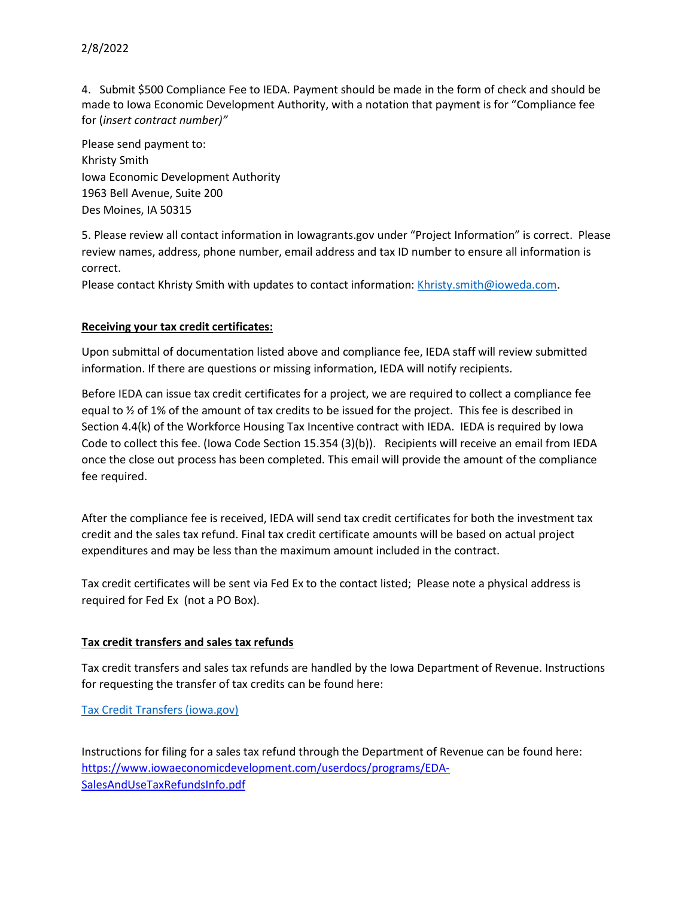2/8/2022

4. Submit $500 Compliance Fee to IEDA. Payment should be made in the form of check and should be made to Iowa Economic Development Authority, with a notation that payment is for "Compliance fee for (*insert contract number)"*

Please send payment to:
Khristy Smith
Iowa Economic Development Authority
1963 Bell Avenue, Suite 200
Des Moines, IA 50315

5. Please review all contact information in Iowagrants.gov under "Project Information" is correct. Please review names, address, phone number, email address and tax ID number to ensure all information is correct.
Please contact Khristy Smith with updates to contact information: [Khristy.smith@ioweda.com](mailto:Khristy.smith@ioweda.com).

**Receiving your tax credit certificates:**

Upon submittal of documentation listed above and compliance fee, IEDA staff will review submitted information. If there are questions or missing information, IEDA will notify recipients.

Before IEDA can issue tax credit certificates for a project, we are required to collect a compliance fee equal to ½ of 1% of the amount of tax credits to be issued for the project. This fee is described in Section 4.4(k) of the Workforce Housing Tax Incentive contract with IEDA. IEDA is required by Iowa Code to collect this fee. (Iowa Code Section 15.354 (3)(b)). Recipients will receive an email from IEDA once the close out process has been completed. This email will provide the amount of the compliance fee required.

After the compliance fee is received, IEDA will send tax credit certificates for both the investment tax credit and the sales tax refund. Final tax credit certificate amounts will be based on actual project expenditures and may be less than the maximum amount included in the contract.

Tax credit certificates will be sent via Fed Ex to the contact listed; Please note a physical address is required for Fed Ex (not a PO Box).

**Tax credit transfers and sales tax refunds**

Tax credit transfers and sales tax refunds are handled by the Iowa Department of Revenue. Instructions for requesting the transfer of tax credits can be found here:

Tax Credit Transfers (iowa.gov)

Instructions for filing for a sales tax refund through the Department of Revenue can be found here:
https://www.iowaeconomicdevelopment.com/userdocs/programs/EDA-SalesAndUseTaxRefundsInfo.pdf